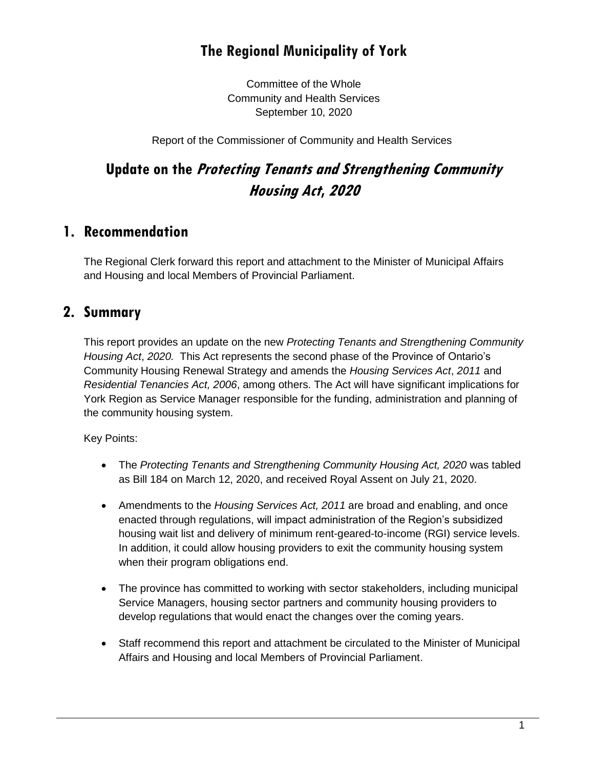# The Regional Municipality of York

Committee of the Whole
Community and Health Services
September 10, 2020

Report of the Commissioner of Community and Health Services

# Update on the *Protecting Tenants and Strengthening Community Housing Act, 2020*

## 1. Recommendation

The Regional Clerk forward this report and attachment to the Minister of Municipal Affairs and Housing and local Members of Provincial Parliament.

## 2. Summary

This report provides an update on the new *Protecting Tenants and Strengthening Community Housing Act*, *2020.* This Act represents the second phase of the Province of Ontario's Community Housing Renewal Strategy and amends the *Housing Services Act*, *2011* and *Residential Tenancies Act, 2006*, among others. The Act will have significant implications for York Region as Service Manager responsible for the funding, administration and planning of the community housing system.

Key Points:

- The *Protecting Tenants and Strengthening Community Housing Act, 2020* was tabled as Bill 184 on March 12, 2020, and received Royal Assent on July 21, 2020.
- Amendments to the *Housing Services Act, 2011* are broad and enabling, and once enacted through regulations, will impact administration of the Region's subsidized housing wait list and delivery of minimum rent-geared-to-income (RGI) service levels. In addition, it could allow housing providers to exit the community housing system when their program obligations end.
- The province has committed to working with sector stakeholders, including municipal Service Managers, housing sector partners and community housing providers to develop regulations that would enact the changes over the coming years.
- Staff recommend this report and attachment be circulated to the Minister of Municipal Affairs and Housing and local Members of Provincial Parliament.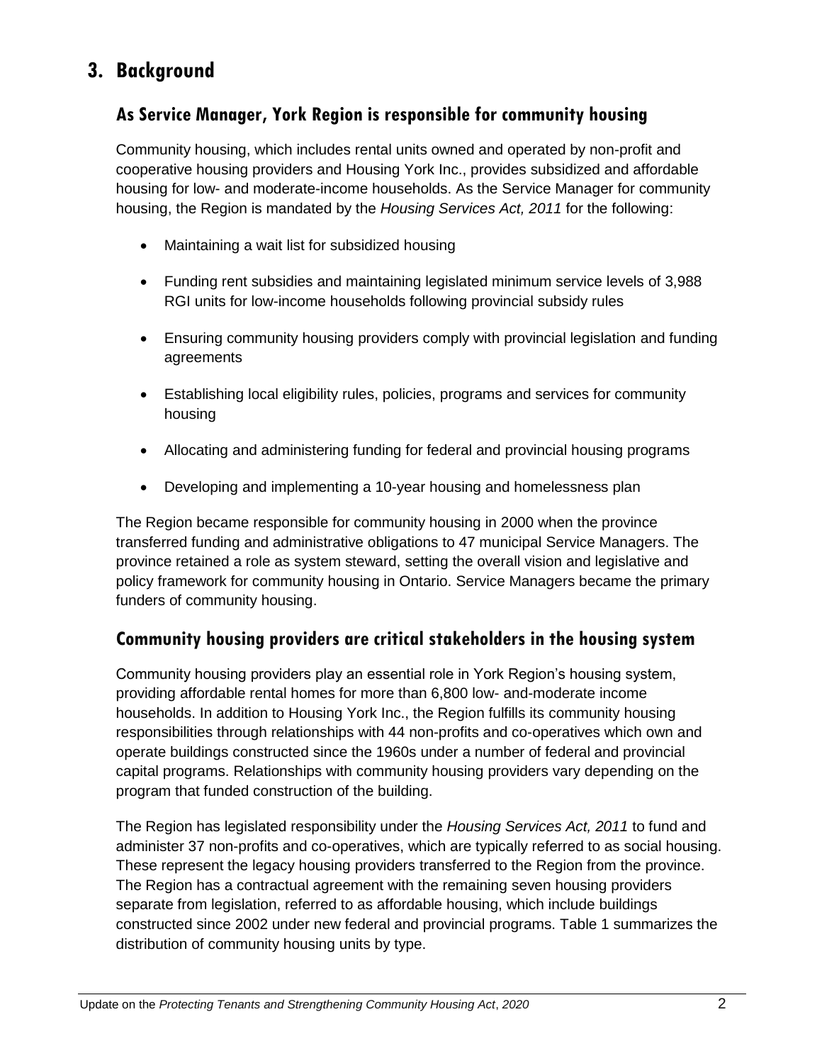# 3. Background

## As Service Manager, York Region is responsible for community housing

Community housing, which includes rental units owned and operated by non-profit and cooperative housing providers and Housing York Inc., provides subsidized and affordable housing for low- and moderate-income households. As the Service Manager for community housing, the Region is mandated by the *Housing Services Act, 2011* for the following:

- Maintaining a wait list for subsidized housing
- Funding rent subsidies and maintaining legislated minimum service levels of 3,988 RGI units for low-income households following provincial subsidy rules
- Ensuring community housing providers comply with provincial legislation and funding agreements
- Establishing local eligibility rules, policies, programs and services for community housing
- Allocating and administering funding for federal and provincial housing programs
- Developing and implementing a 10-year housing and homelessness plan

The Region became responsible for community housing in 2000 when the province transferred funding and administrative obligations to 47 municipal Service Managers. The province retained a role as system steward, setting the overall vision and legislative and policy framework for community housing in Ontario. Service Managers became the primary funders of community housing.

## Community housing providers are critical stakeholders in the housing system

Community housing providers play an essential role in York Region's housing system, providing affordable rental homes for more than 6,800 low- and-moderate income households. In addition to Housing York Inc., the Region fulfills its community housing responsibilities through relationships with 44 non-profits and co-operatives which own and operate buildings constructed since the 1960s under a number of federal and provincial capital programs. Relationships with community housing providers vary depending on the program that funded construction of the building.

The Region has legislated responsibility under the *Housing Services Act, 2011* to fund and administer 37 non-profits and co-operatives, which are typically referred to as social housing. These represent the legacy housing providers transferred to the Region from the province. The Region has a contractual agreement with the remaining seven housing providers separate from legislation, referred to as affordable housing, which include buildings constructed since 2002 under new federal and provincial programs. Table 1 summarizes the distribution of community housing units by type.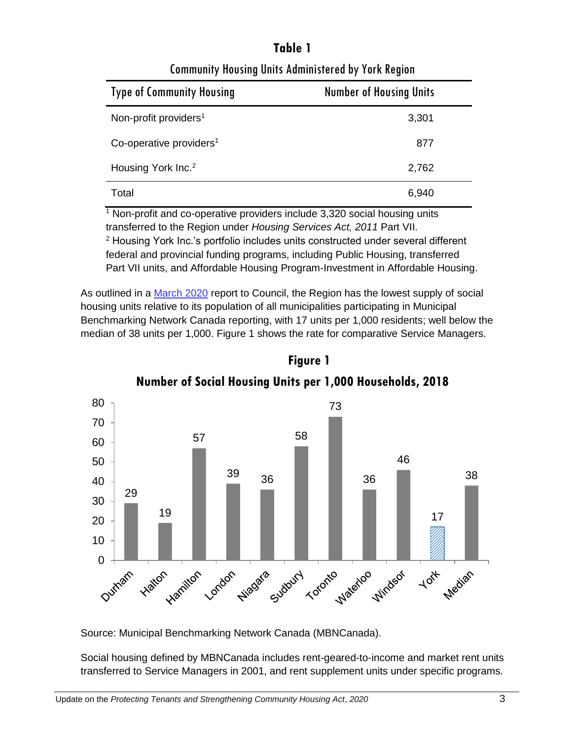**Table 1**

Community Housing Units Administered by York Region

| Type of Community Housing | Number of Housing Units |
|---|---|
| Non-profit providers[1] | 3,301 |
| Co-operative providers[1] | 877 |
| Housing York Inc.[2] | 2,762 |
| Total | 6,940 |

[1] Non-profit and co-operative providers include 3,320 social housing units transferred to the Region under *Housing Services Act, 2011* Part VII.
[2] Housing York Inc.'s portfolio includes units constructed under several different federal and provincial funding programs, including Public Housing, transferred Part VII units, and Affordable Housing Program-Investment in Affordable Housing.

As outlined in a [March 2020](March 2020) report to Council, the Region has the lowest supply of social housing units relative to its population of all municipalities participating in Municipal Benchmarking Network Canada reporting, with 17 units per 1,000 residents; well below the median of 38 units per 1,000. Figure 1 shows the rate for comparative Service Managers.

**Figure 1**

**Number of Social Housing Units per 1,000 Households, 2018**

| Service Manager | Units per 1,000 Households |
|---|---|
| Durham | 29 |
| Halton | 19 |
| Hamilton | 57 |
| London | 39 |
| Niagara | 36 |
| Sudbury | 58 |
| Toronto | 73 |
| Waterloo | 36 |
| Windsor | 46 |
| York | 17 |
| Median | 38 |

Source: Municipal Benchmarking Network Canada (MBNCanada).

Social housing defined by MBNCanada includes rent-geared-to-income and market rent units transferred to Service Managers in 2001, and rent supplement units under specific programs.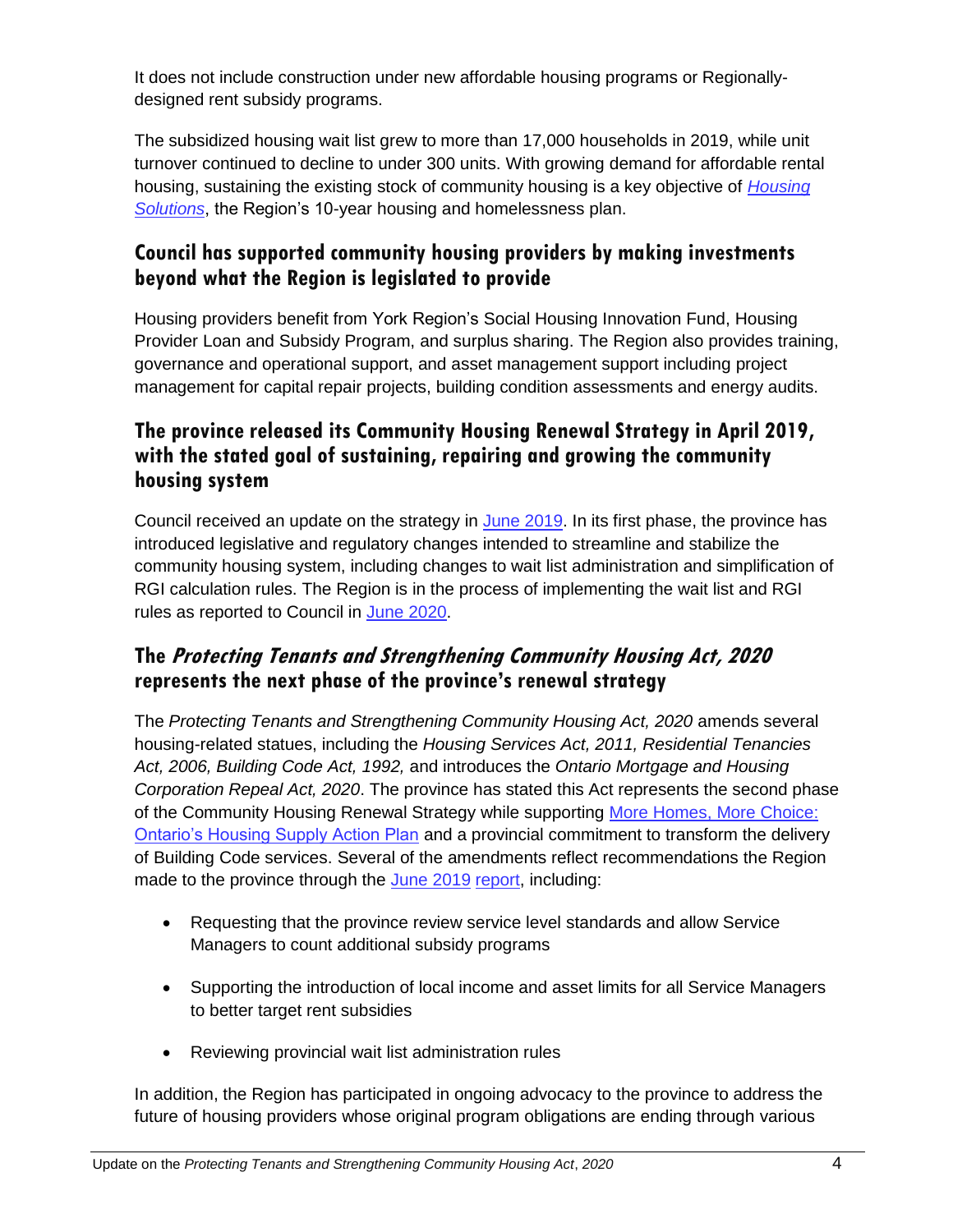It does not include construction under new affordable housing programs or Regionally-designed rent subsidy programs.

The subsidized housing wait list grew to more than 17,000 households in 2019, while unit turnover continued to decline to under 300 units. With growing demand for affordable rental housing, sustaining the existing stock of community housing is a key objective of *Housing Solutions*, the Region's 10-year housing and homelessness plan.

## Council has supported community housing providers by making investments beyond what the Region is legislated to provide

Housing providers benefit from York Region's Social Housing Innovation Fund, Housing Provider Loan and Subsidy Program, and surplus sharing. The Region also provides training, governance and operational support, and asset management support including project management for capital repair projects, building condition assessments and energy audits.

## The province released its Community Housing Renewal Strategy in April 2019, with the stated goal of sustaining, repairing and growing the community housing system

Council received an update on the strategy in June 2019. In its first phase, the province has introduced legislative and regulatory changes intended to streamline and stabilize the community housing system, including changes to wait list administration and simplification of RGI calculation rules. The Region is in the process of implementing the wait list and RGI rules as reported to Council in June 2020.

## The *Protecting Tenants and Strengthening Community Housing Act, 2020* represents the next phase of the province's renewal strategy

The *Protecting Tenants and Strengthening Community Housing Act, 2020* amends several housing-related statues, including the *Housing Services Act, 2011, Residential Tenancies Act, 2006, Building Code Act, 1992,* and introduces the *Ontario Mortgage and Housing Corporation Repeal Act, 2020*. The province has stated this Act represents the second phase of the Community Housing Renewal Strategy while supporting More Homes, More Choice: Ontario's Housing Supply Action Plan and a provincial commitment to transform the delivery of Building Code services. Several of the amendments reflect recommendations the Region made to the province through the June 2019 report, including:

- Requesting that the province review service level standards and allow Service Managers to count additional subsidy programs
- Supporting the introduction of local income and asset limits for all Service Managers to better target rent subsidies
- Reviewing provincial wait list administration rules

In addition, the Region has participated in ongoing advocacy to the province to address the future of housing providers whose original program obligations are ending through various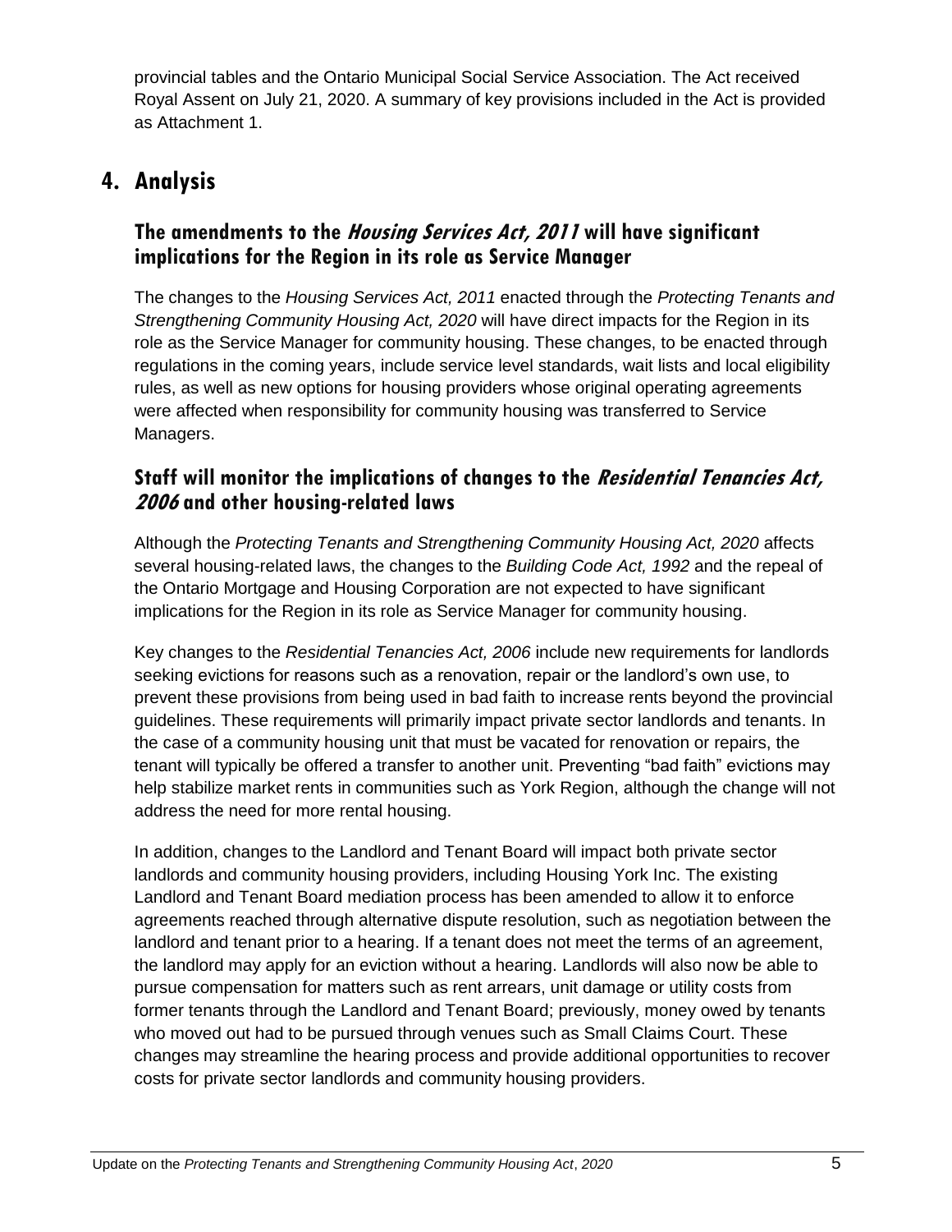provincial tables and the Ontario Municipal Social Service Association. The Act received Royal Assent on July 21, 2020. A summary of key provisions included in the Act is provided as Attachment 1.

# 4. Analysis

## The amendments to the *Housing Services Act, 2011* will have significant implications for the Region in its role as Service Manager

The changes to the *Housing Services Act, 2011* enacted through the *Protecting Tenants and Strengthening Community Housing Act, 2020* will have direct impacts for the Region in its role as the Service Manager for community housing. These changes, to be enacted through regulations in the coming years, include service level standards, wait lists and local eligibility rules, as well as new options for housing providers whose original operating agreements were affected when responsibility for community housing was transferred to Service Managers.

## Staff will monitor the implications of changes to the *Residential Tenancies Act, 2006* and other housing-related laws

Although the *Protecting Tenants and Strengthening Community Housing Act, 2020* affects several housing-related laws, the changes to the *Building Code Act, 1992* and the repeal of the Ontario Mortgage and Housing Corporation are not expected to have significant implications for the Region in its role as Service Manager for community housing.

Key changes to the *Residential Tenancies Act, 2006* include new requirements for landlords seeking evictions for reasons such as a renovation, repair or the landlord's own use, to prevent these provisions from being used in bad faith to increase rents beyond the provincial guidelines. These requirements will primarily impact private sector landlords and tenants. In the case of a community housing unit that must be vacated for renovation or repairs, the tenant will typically be offered a transfer to another unit. Preventing "bad faith" evictions may help stabilize market rents in communities such as York Region, although the change will not address the need for more rental housing.

In addition, changes to the Landlord and Tenant Board will impact both private sector landlords and community housing providers, including Housing York Inc. The existing Landlord and Tenant Board mediation process has been amended to allow it to enforce agreements reached through alternative dispute resolution, such as negotiation between the landlord and tenant prior to a hearing. If a tenant does not meet the terms of an agreement, the landlord may apply for an eviction without a hearing. Landlords will also now be able to pursue compensation for matters such as rent arrears, unit damage or utility costs from former tenants through the Landlord and Tenant Board; previously, money owed by tenants who moved out had to be pursued through venues such as Small Claims Court. These changes may streamline the hearing process and provide additional opportunities to recover costs for private sector landlords and community housing providers.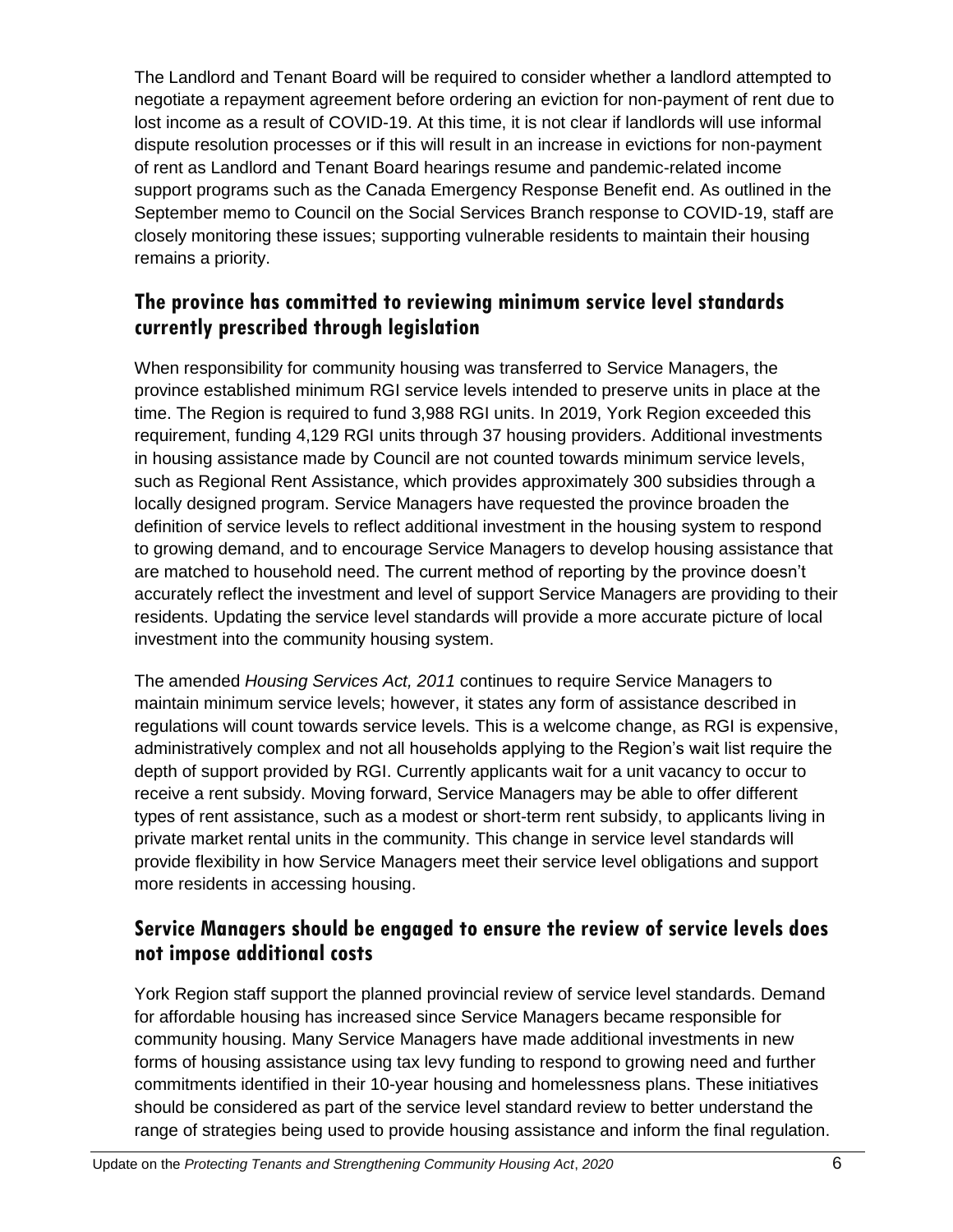The Landlord and Tenant Board will be required to consider whether a landlord attempted to negotiate a repayment agreement before ordering an eviction for non-payment of rent due to lost income as a result of COVID-19. At this time, it is not clear if landlords will use informal dispute resolution processes or if this will result in an increase in evictions for non-payment of rent as Landlord and Tenant Board hearings resume and pandemic-related income support programs such as the Canada Emergency Response Benefit end. As outlined in the September memo to Council on the Social Services Branch response to COVID-19, staff are closely monitoring these issues; supporting vulnerable residents to maintain their housing remains a priority.

## The province has committed to reviewing minimum service level standards currently prescribed through legislation

When responsibility for community housing was transferred to Service Managers, the province established minimum RGI service levels intended to preserve units in place at the time. The Region is required to fund 3,988 RGI units. In 2019, York Region exceeded this requirement, funding 4,129 RGI units through 37 housing providers. Additional investments in housing assistance made by Council are not counted towards minimum service levels, such as Regional Rent Assistance, which provides approximately 300 subsidies through a locally designed program. Service Managers have requested the province broaden the definition of service levels to reflect additional investment in the housing system to respond to growing demand, and to encourage Service Managers to develop housing assistance that are matched to household need. The current method of reporting by the province doesn't accurately reflect the investment and level of support Service Managers are providing to their residents. Updating the service level standards will provide a more accurate picture of local investment into the community housing system.

The amended *Housing Services Act, 2011* continues to require Service Managers to maintain minimum service levels; however, it states any form of assistance described in regulations will count towards service levels. This is a welcome change, as RGI is expensive, administratively complex and not all households applying to the Region's wait list require the depth of support provided by RGI. Currently applicants wait for a unit vacancy to occur to receive a rent subsidy. Moving forward, Service Managers may be able to offer different types of rent assistance, such as a modest or short-term rent subsidy, to applicants living in private market rental units in the community. This change in service level standards will provide flexibility in how Service Managers meet their service level obligations and support more residents in accessing housing.

## Service Managers should be engaged to ensure the review of service levels does not impose additional costs

York Region staff support the planned provincial review of service level standards. Demand for affordable housing has increased since Service Managers became responsible for community housing. Many Service Managers have made additional investments in new forms of housing assistance using tax levy funding to respond to growing need and further commitments identified in their 10-year housing and homelessness plans. These initiatives should be considered as part of the service level standard review to better understand the range of strategies being used to provide housing assistance and inform the final regulation.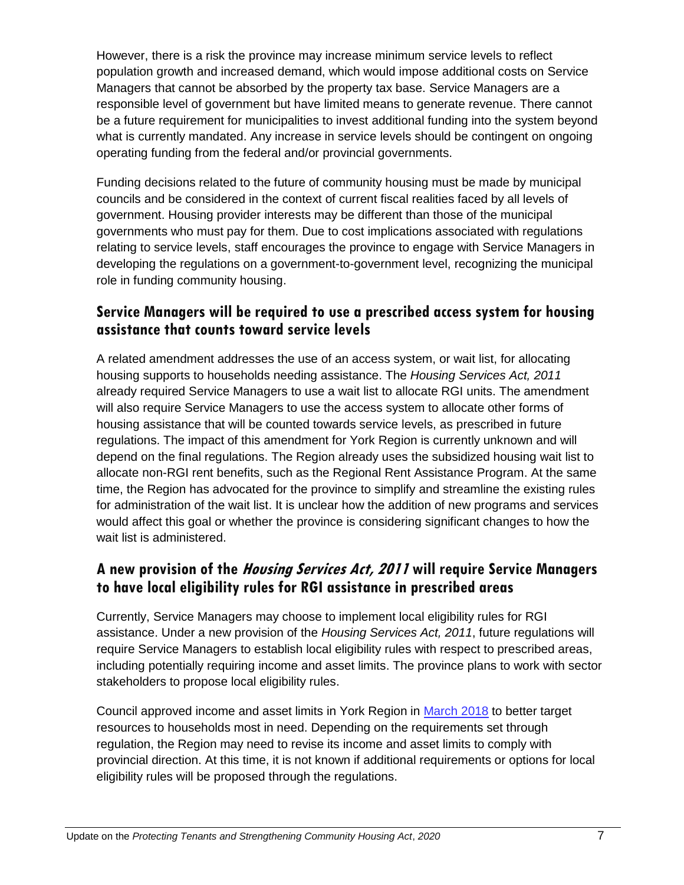However, there is a risk the province may increase minimum service levels to reflect population growth and increased demand, which would impose additional costs on Service Managers that cannot be absorbed by the property tax base. Service Managers are a responsible level of government but have limited means to generate revenue. There cannot be a future requirement for municipalities to invest additional funding into the system beyond what is currently mandated. Any increase in service levels should be contingent on ongoing operating funding from the federal and/or provincial governments.

Funding decisions related to the future of community housing must be made by municipal councils and be considered in the context of current fiscal realities faced by all levels of government. Housing provider interests may be different than those of the municipal governments who must pay for them. Due to cost implications associated with regulations relating to service levels, staff encourages the province to engage with Service Managers in developing the regulations on a government-to-government level, recognizing the municipal role in funding community housing.

## Service Managers will be required to use a prescribed access system for housing assistance that counts toward service levels

A related amendment addresses the use of an access system, or wait list, for allocating housing supports to households needing assistance. The *Housing Services Act, 2011* already required Service Managers to use a wait list to allocate RGI units. The amendment will also require Service Managers to use the access system to allocate other forms of housing assistance that will be counted towards service levels, as prescribed in future regulations. The impact of this amendment for York Region is currently unknown and will depend on the final regulations. The Region already uses the subsidized housing wait list to allocate non-RGI rent benefits, such as the Regional Rent Assistance Program. At the same time, the Region has advocated for the province to simplify and streamline the existing rules for administration of the wait list. It is unclear how the addition of new programs and services would affect this goal or whether the province is considering significant changes to how the wait list is administered.

## A new provision of the *Housing Services Act, 2011* will require Service Managers to have local eligibility rules for RGI assistance in prescribed areas

Currently, Service Managers may choose to implement local eligibility rules for RGI assistance. Under a new provision of the *Housing Services Act, 2011*, future regulations will require Service Managers to establish local eligibility rules with respect to prescribed areas, including potentially requiring income and asset limits. The province plans to work with sector stakeholders to propose local eligibility rules.

Council approved income and asset limits in York Region in March 2018 to better target resources to households most in need. Depending on the requirements set through regulation, the Region may need to revise its income and asset limits to comply with provincial direction. At this time, it is not known if additional requirements or options for local eligibility rules will be proposed through the regulations.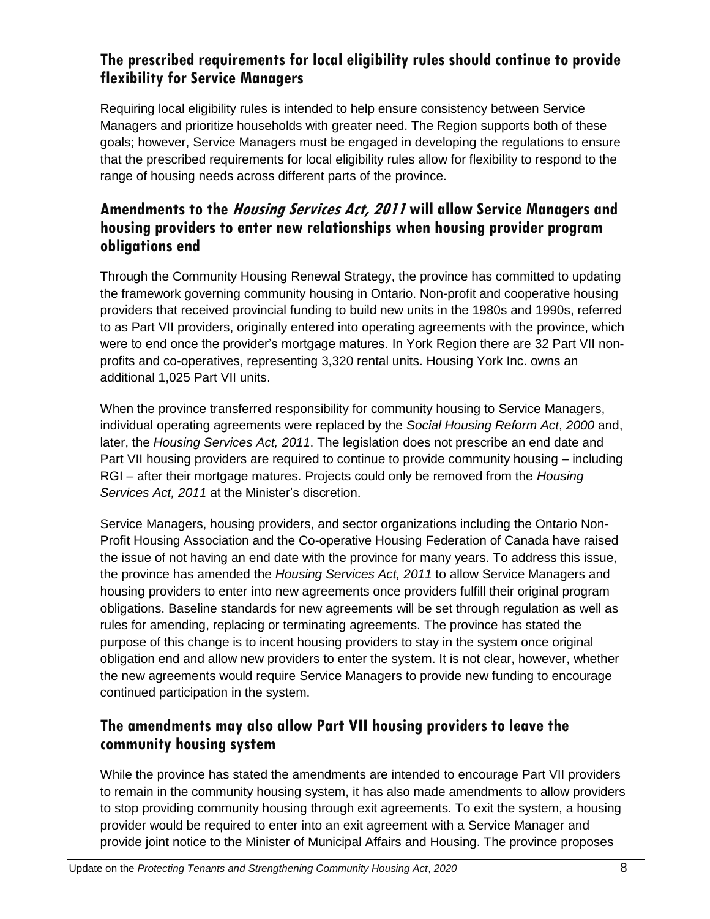## The prescribed requirements for local eligibility rules should continue to provide flexibility for Service Managers

Requiring local eligibility rules is intended to help ensure consistency between Service Managers and prioritize households with greater need. The Region supports both of these goals; however, Service Managers must be engaged in developing the regulations to ensure that the prescribed requirements for local eligibility rules allow for flexibility to respond to the range of housing needs across different parts of the province.

## Amendments to the *Housing Services Act, 2011* will allow Service Managers and housing providers to enter new relationships when housing provider program obligations end

Through the Community Housing Renewal Strategy, the province has committed to updating the framework governing community housing in Ontario. Non-profit and cooperative housing providers that received provincial funding to build new units in the 1980s and 1990s, referred to as Part VII providers, originally entered into operating agreements with the province, which were to end once the provider's mortgage matures. In York Region there are 32 Part VII non-profits and co-operatives, representing 3,320 rental units. Housing York Inc. owns an additional 1,025 Part VII units.

When the province transferred responsibility for community housing to Service Managers, individual operating agreements were replaced by the *Social Housing Reform Act*, *2000* and, later, the *Housing Services Act, 2011*. The legislation does not prescribe an end date and Part VII housing providers are required to continue to provide community housing – including RGI – after their mortgage matures. Projects could only be removed from the *Housing Services Act, 2011* at the Minister's discretion.

Service Managers, housing providers, and sector organizations including the Ontario Non-Profit Housing Association and the Co-operative Housing Federation of Canada have raised the issue of not having an end date with the province for many years. To address this issue, the province has amended the *Housing Services Act, 2011* to allow Service Managers and housing providers to enter into new agreements once providers fulfill their original program obligations. Baseline standards for new agreements will be set through regulation as well as rules for amending, replacing or terminating agreements. The province has stated the purpose of this change is to incent housing providers to stay in the system once original obligation end and allow new providers to enter the system. It is not clear, however, whether the new agreements would require Service Managers to provide new funding to encourage continued participation in the system.

## The amendments may also allow Part VII housing providers to leave the community housing system

While the province has stated the amendments are intended to encourage Part VII providers to remain in the community housing system, it has also made amendments to allow providers to stop providing community housing through exit agreements. To exit the system, a housing provider would be required to enter into an exit agreement with a Service Manager and provide joint notice to the Minister of Municipal Affairs and Housing. The province proposes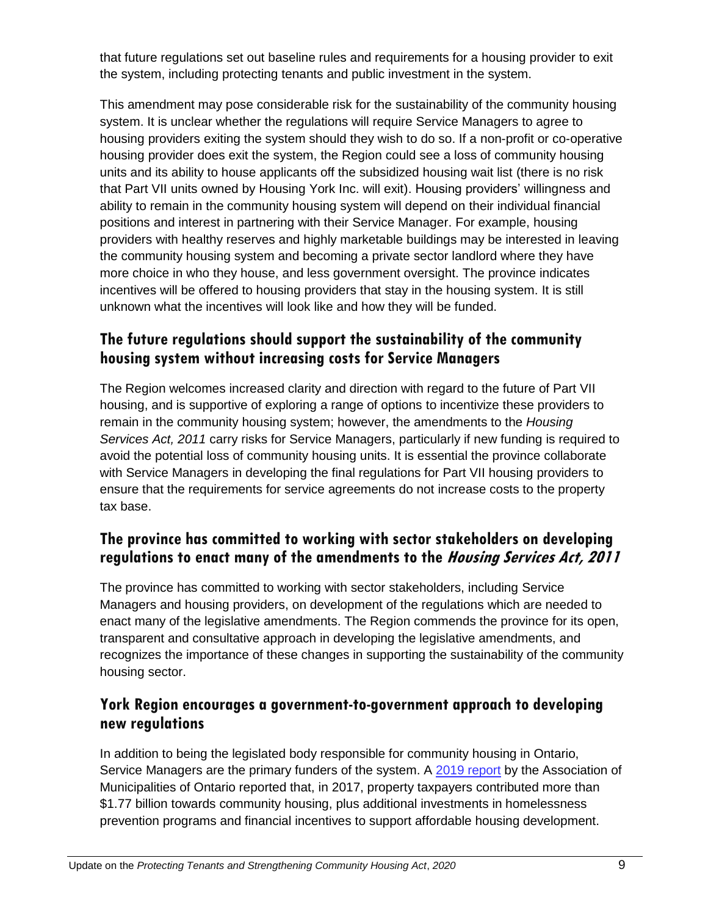that future regulations set out baseline rules and requirements for a housing provider to exit the system, including protecting tenants and public investment in the system.

This amendment may pose considerable risk for the sustainability of the community housing system. It is unclear whether the regulations will require Service Managers to agree to housing providers exiting the system should they wish to do so. If a non-profit or co-operative housing provider does exit the system, the Region could see a loss of community housing units and its ability to house applicants off the subsidized housing wait list (there is no risk that Part VII units owned by Housing York Inc. will exit). Housing providers' willingness and ability to remain in the community housing system will depend on their individual financial positions and interest in partnering with their Service Manager. For example, housing providers with healthy reserves and highly marketable buildings may be interested in leaving the community housing system and becoming a private sector landlord where they have more choice in who they house, and less government oversight. The province indicates incentives will be offered to housing providers that stay in the housing system. It is still unknown what the incentives will look like and how they will be funded.

## The future regulations should support the sustainability of the community housing system without increasing costs for Service Managers

The Region welcomes increased clarity and direction with regard to the future of Part VII housing, and is supportive of exploring a range of options to incentivize these providers to remain in the community housing system; however, the amendments to the *Housing Services Act, 2011* carry risks for Service Managers, particularly if new funding is required to avoid the potential loss of community housing units. It is essential the province collaborate with Service Managers in developing the final regulations for Part VII housing providers to ensure that the requirements for service agreements do not increase costs to the property tax base.

## The province has committed to working with sector stakeholders on developing regulations to enact many of the amendments to the *Housing Services Act, 2011*

The province has committed to working with sector stakeholders, including Service Managers and housing providers, on development of the regulations which are needed to enact many of the legislative amendments. The Region commends the province for its open, transparent and consultative approach in developing the legislative amendments, and recognizes the importance of these changes in supporting the sustainability of the community housing sector.

## York Region encourages a government-to-government approach to developing new regulations

In addition to being the legislated body responsible for community housing in Ontario, Service Managers are the primary funders of the system. A 2019 report by the Association of Municipalities of Ontario reported that, in 2017, property taxpayers contributed more than $1.77 billion towards community housing, plus additional investments in homelessness prevention programs and financial incentives to support affordable housing development.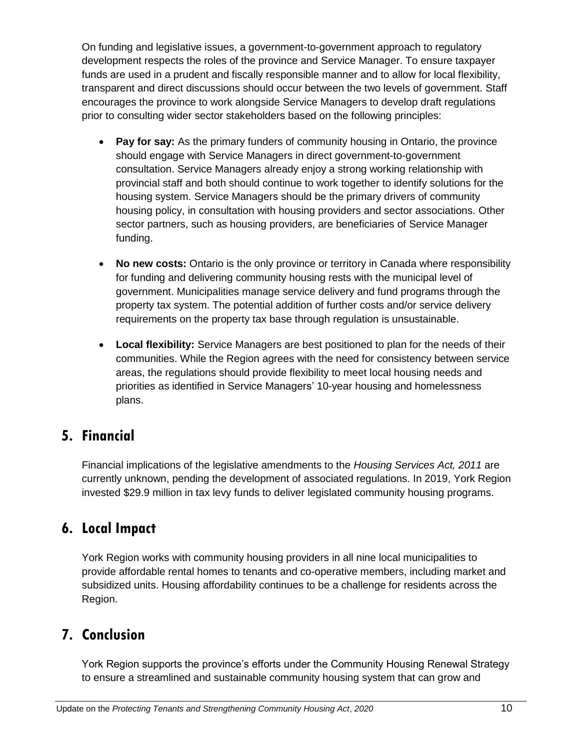On funding and legislative issues, a government-to-government approach to regulatory development respects the roles of the province and Service Manager. To ensure taxpayer funds are used in a prudent and fiscally responsible manner and to allow for local flexibility, transparent and direct discussions should occur between the two levels of government. Staff encourages the province to work alongside Service Managers to develop draft regulations prior to consulting wider sector stakeholders based on the following principles:

- **Pay for say:** As the primary funders of community housing in Ontario, the province should engage with Service Managers in direct government-to-government consultation. Service Managers already enjoy a strong working relationship with provincial staff and both should continue to work together to identify solutions for the housing system. Service Managers should be the primary drivers of community housing policy, in consultation with housing providers and sector associations. Other sector partners, such as housing providers, are beneficiaries of Service Manager funding.
- **No new costs:** Ontario is the only province or territory in Canada where responsibility for funding and delivering community housing rests with the municipal level of government. Municipalities manage service delivery and fund programs through the property tax system. The potential addition of further costs and/or service delivery requirements on the property tax base through regulation is unsustainable.
- **Local flexibility:** Service Managers are best positioned to plan for the needs of their communities. While the Region agrees with the need for consistency between service areas, the regulations should provide flexibility to meet local housing needs and priorities as identified in Service Managers' 10-year housing and homelessness plans.

## 5. Financial

Financial implications of the legislative amendments to the *Housing Services Act, 2011* are currently unknown, pending the development of associated regulations. In 2019, York Region invested $29.9 million in tax levy funds to deliver legislated community housing programs.

## 6. Local Impact

York Region works with community housing providers in all nine local municipalities to provide affordable rental homes to tenants and co-operative members, including market and subsidized units. Housing affordability continues to be a challenge for residents across the Region.

## 7. Conclusion

York Region supports the province's efforts under the Community Housing Renewal Strategy to ensure a streamlined and sustainable community housing system that can grow and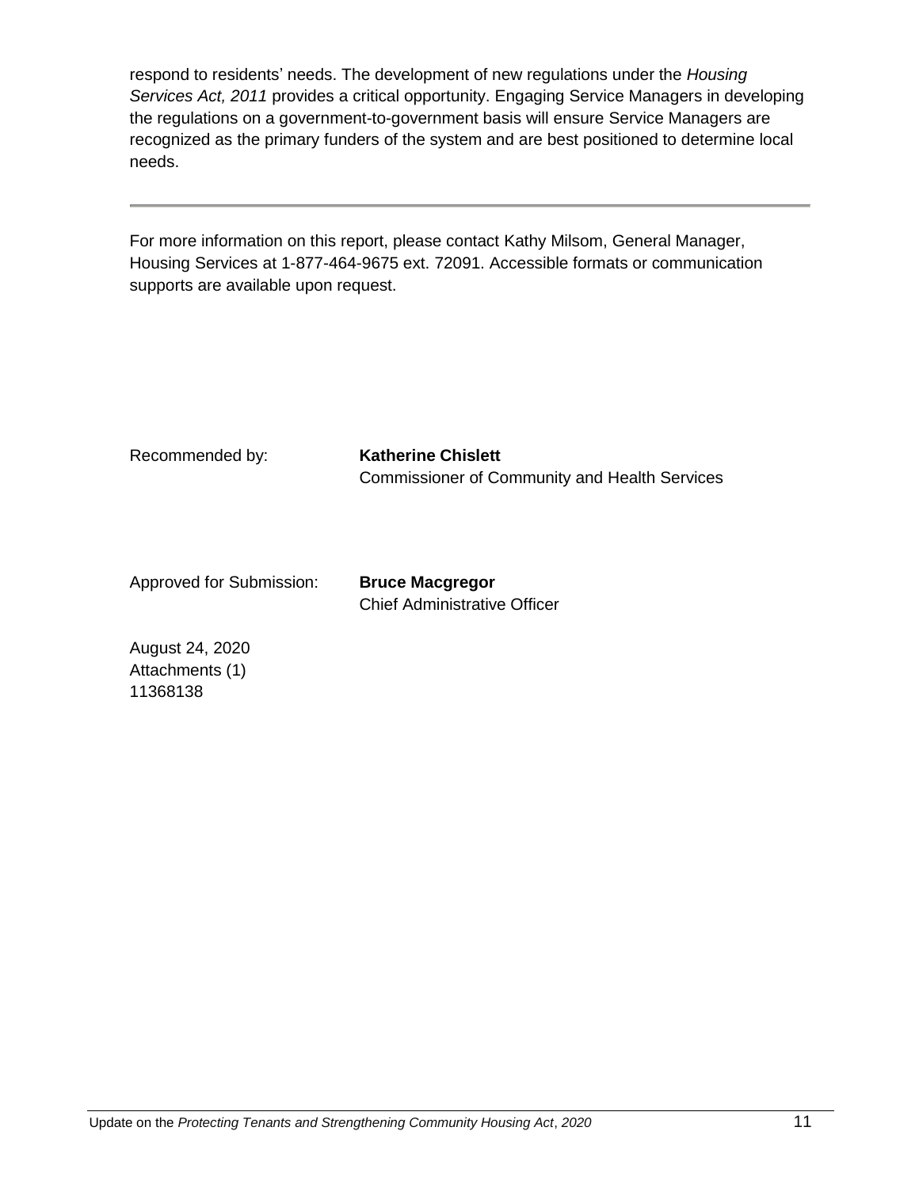respond to residents' needs. The development of new regulations under the *Housing Services Act, 2011* provides a critical opportunity. Engaging Service Managers in developing the regulations on a government-to-government basis will ensure Service Managers are recognized as the primary funders of the system and are best positioned to determine local needs.

---

For more information on this report, please contact Kathy Milsom, General Manager, Housing Services at 1-877-464-9675 ext. 72091. Accessible formats or communication supports are available upon request.

Recommended by: **Katherine Chislett**
Commissioner of Community and Health Services

Approved for Submission: **Bruce Macgregor**
Chief Administrative Officer

August 24, 2020
Attachments (1)
11368138